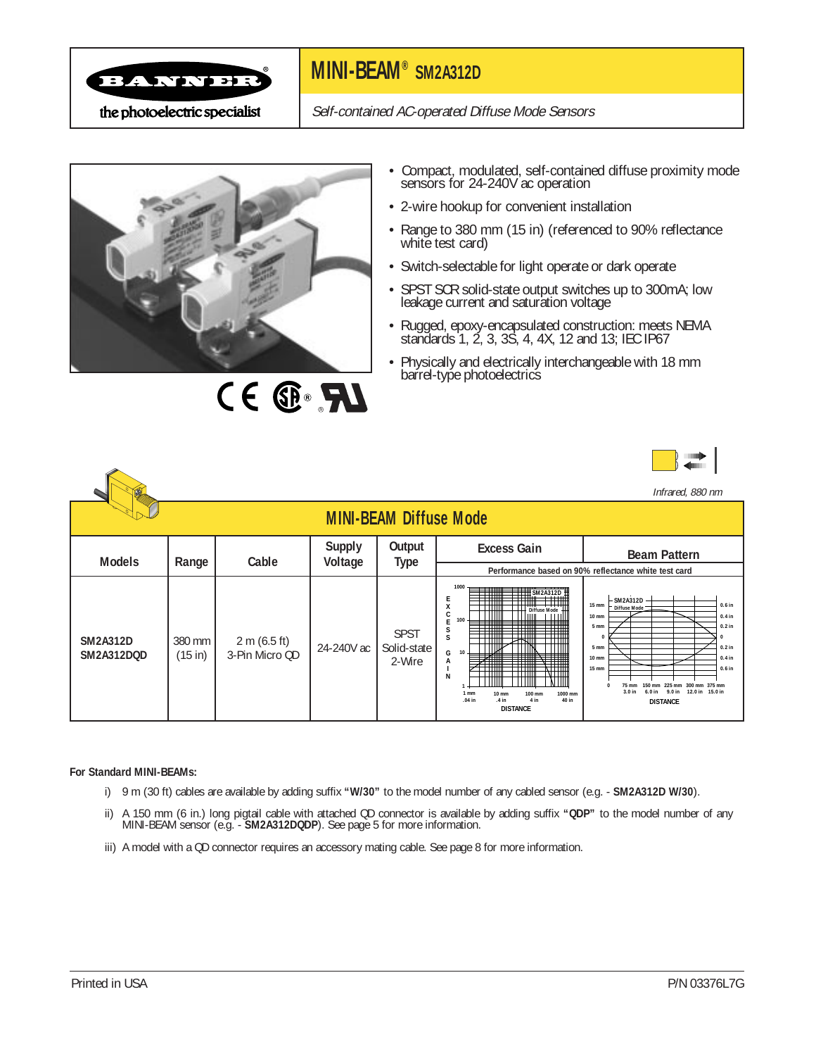# MINI-BEAM® SM2A312D

*Self-contained AC-operated Diffuse Mode Sensors*

- Compact, modulated, self-contained diffuse proximity mode sensors for 24-240V ac operation
- 2-wire hookup for convenient installation
- Range to 380 mm (15 in) (referenced to 90% reflectance white test card)
- Switch-selectable for light operate or dark operate
- SPST SCR solid-state output switches up to 300mA; low leakage current and saturation voltage
- Rugged, epoxy-encapsulated construction: meets NEMA standards 1, 2, 3, 3S, 4, 4X, 12 and 13; IEC IP67
- Physically and electrically interchangeable with 18 mm barrel-type photoelectrics

*Infrared, 880 nm*

## MINI-BEAM Diffuse Mode

| Models | Range | Cable | Supply Voltage | Output Type | Excess Gain (Performance based on 90% reflectance white test card) | Beam Pattern (Performance based on 90% reflectance white test card) |
|---|---|---|---|---|---|---|
| **SM2A312D** **SM2A312DQD** | 380 mm (15 in) | 2 m (6.5 ft) 3-Pin Micro QD | 24-240V ac | SPST Solid-state 2-Wire | | |

**For Standard MINI-BEAMs:**

i) 9 m (30 ft) cables are available by adding suffix **"W/30"** to the model number of any cabled sensor (e.g. - **SM2A312D W/30**).

ii) A 150 mm (6 in.) long pigtail cable with attached QD connector is available by adding suffix **"QDP"** to the model number of any MINI-BEAM sensor (e.g. - **SM2A312DQDP**). See page 5 for more information.

iii) A model with a QD connector requires an accessory mating cable. See page 8 for more information.

Printed in USA

P/N 03376L7G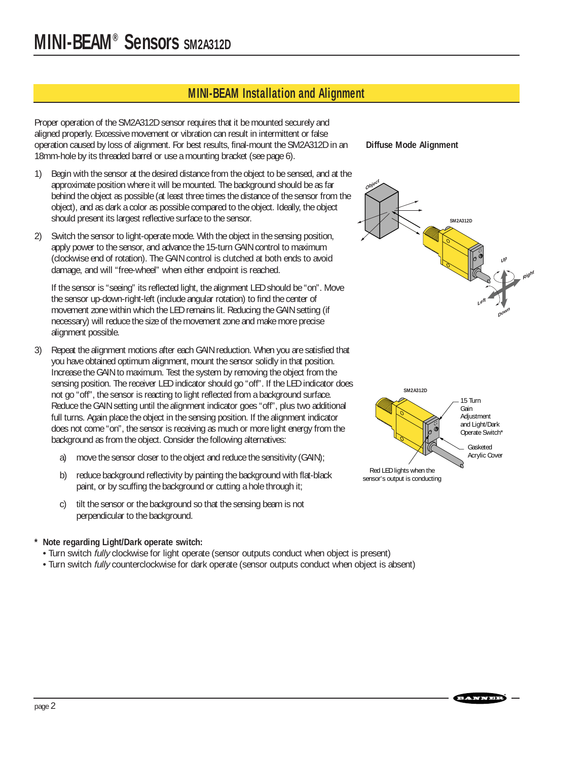# MINI-BEAM® Sensors SM2A312D

## MINI-BEAM Installation and Alignment

Proper operation of the SM2A312D sensor requires that it be mounted securely and aligned properly. Excessive movement or vibration can result in intermittent or false operation caused by loss of alignment. For best results, final-mount the SM2A312D in an 18mm-hole by its threaded barrel or use a mounting bracket (see page 6).

1) Begin with the sensor at the desired distance from the object to be sensed, and at the approximate position where it will be mounted. The background should be as far behind the object as possible (at least three times the distance of the sensor from the object), and as dark a color as possible compared to the object. Ideally, the object should present its largest reflective surface to the sensor.

2) Switch the sensor to light-operate mode. With the object in the sensing position, apply power to the sensor, and advance the 15-turn GAIN control to maximum (clockwise end of rotation). The GAIN control is clutched at both ends to avoid damage, and will "free-wheel" when either endpoint is reached.

   If the sensor is "seeing" its reflected light, the alignment LED should be "on". Move the sensor up-down-right-left (include angular rotation) to find the center of movement zone within which the LED remains lit. Reducing the GAIN setting (if necessary) will reduce the size of the movement zone and make more precise alignment possible.

3) Repeat the alignment motions after each GAIN reduction. When you are satisfied that you have obtained optimum alignment, mount the sensor solidly in that position. Increase the GAIN to maximum. Test the system by removing the object from the sensing position. The receiver LED indicator should go "off". If the LED indicator does not go "off", the sensor is reacting to light reflected from a background surface. Reduce the GAIN setting until the alignment indicator goes "off", plus two additional full turns. Again place the object in the sensing position. If the alignment indicator does not come "on", the sensor is receiving as much or more light energy from the background as from the object. Consider the following alternatives:

   a) move the sensor closer to the object and reduce the sensitivity (GAIN);

   b) reduce background reflectivity by painting the background with flat-black paint, or by scuffing the background or cutting a hole through it;

   c) tilt the sensor or the background so that the sensing beam is not perpendicular to the background.

**Diffuse Mode Alignment**

Object · SM2A312D · Up · Right · Left · Down

SM2A312D

15 Turn Gain Adjustment and Light/Dark Operate Switch*

Gasketed Acrylic Cover

Red LED lights when the sensor's output is conducting

**\* Note regarding Light/Dark operate switch:**

- Turn switch *fully* clockwise for light operate (sensor outputs conduct when object is present)
- Turn switch *fully* counterclockwise for dark operate (sensor outputs conduct when object is absent)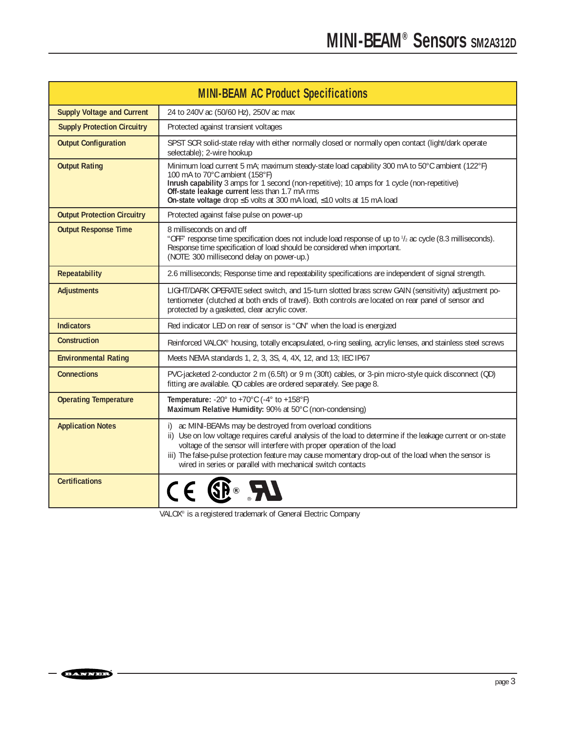| MINI-BEAM AC Product Specifications | |
|---|---|
| **Supply Voltage and Current** | 24 to 240V ac (50/60 Hz), 250V ac max |
| **Supply Protection Circuitry** | Protected against transient voltages |
| **Output Configuration** | SPST SCR solid-state relay with either normally closed or normally open contact (light/dark operate selectable); 2-wire hookup |
| **Output Rating** | Minimum load current 5 mA; maximum steady-state load capability 300 mA to 50°C ambient (122°F) 100 mA to 70°C ambient (158°F)<br>**Inrush capability** 3 amps for 1 second (non-repetitive); 10 amps for 1 cycle (non-repetitive)<br>**Off-state leakage current** less than 1.7 mA rms<br>**On-state voltage** drop ≤5 volts at 300 mA load, ≤10 volts at 15 mA load |
| **Output Protection Circuitry** | Protected against false pulse on power-up |
| **Output Response Time** | 8 milliseconds on and off<br>"OFF" response time specification does not include load response of up to 1/2 ac cycle (8.3 milliseconds). Response time specification of load should be considered when important.<br>(NOTE: 300 millisecond delay on power-up.) |
| **Repeatability** | 2.6 milliseconds; Response time and repeatability specifications are independent of signal strength. |
| **Adjustments** | LIGHT/DARK OPERATE select switch, and 15-turn slotted brass screw GAIN (sensitivity) adjustment potentiometer (clutched at both ends of travel). Both controls are located on rear panel of sensor and protected by a gasketed, clear acrylic cover. |
| **Indicators** | Red indicator LED on rear of sensor is "ON" when the load is energized |
| **Construction** | Reinforced VALOX® housing, totally encapsulated, o-ring sealing, acrylic lenses, and stainless steel screws |
| **Environmental Rating** | Meets NEMA standards 1, 2, 3, 3S, 4, 4X, 12, and 13; IEC IP67 |
| **Connections** | PVC-jacketed 2-conductor 2 m (6.5ft) or 9 m (30ft) cables, or 3-pin micro-style quick disconnect (QD) fitting are available. QD cables are ordered separately. See page 8. |
| **Operating Temperature** | **Temperature:** -20° to +70°C (-4° to +158°F)<br>**Maximum Relative Humidity:** 90% at 50°C (non-condensing) |
| **Application Notes** | i) ac MINI-BEAMs may be destroyed from overload conditions<br>ii) Use on low voltage requires careful analysis of the load to determine if the leakage current or on-state voltage of the sensor will interfere with proper operation of the load<br>iii) The false-pulse protection feature may cause momentary drop-out of the load when the sensor is wired in series or parallel with mechanical switch contacts |
| **Certifications** | CE, CSA, UL |

VALOX® is a registered trademark of General Electric Company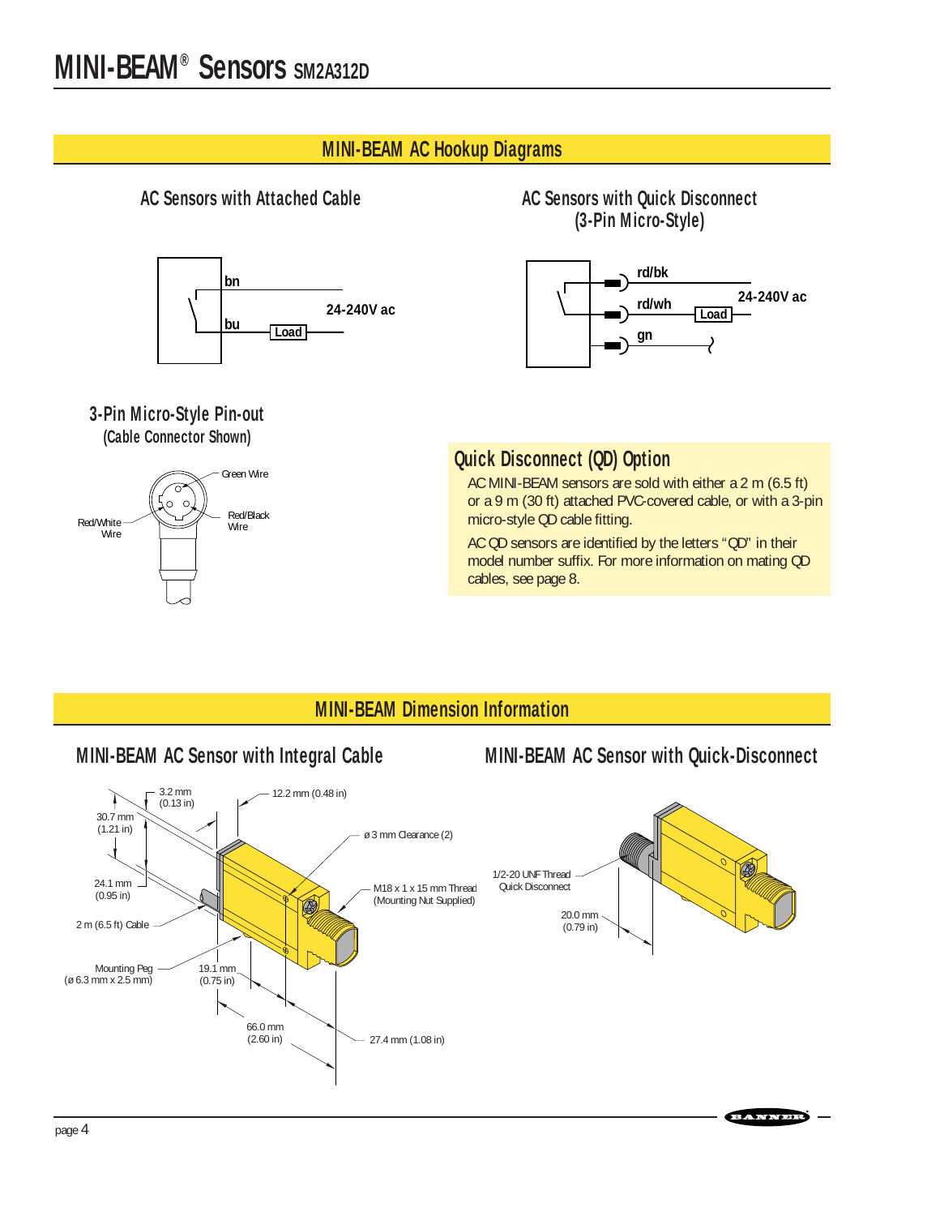# MINI-BEAM® Sensors SM2A312D

## MINI-BEAM AC Hookup Diagrams

### AC Sensors with Attached Cable

bn

bu

Load

24-240V ac

### AC Sensors with Quick Disconnect (3-Pin Micro-Style)

rd/bk

rd/wh

Load

24-240V ac

gn

### 3-Pin Micro-Style Pin-out (Cable Connector Shown)

Green Wire

Red/White Wire

Red/Black Wire

### Quick Disconnect (QD) Option

AC MINI-BEAM sensors are sold with either a 2 m (6.5 ft) or a 9 m (30 ft) attached PVC-covered cable, or with a 3-pin micro-style QD cable fitting.

AC QD sensors are identified by the letters "QD" in their model number suffix. For more information on mating QD cables, see page 8.

## MINI-BEAM Dimension Information

### MINI-BEAM AC Sensor with Integral Cable

3.2 mm (0.13 in)

12.2 mm (0.48 in)

30.7 mm (1.21 in)

ø 3 mm Clearance (2)

24.1 mm (0.95 in)

M18 x 1 x 15 mm Thread (Mounting Nut Supplied)

2 m (6.5 ft) Cable

Mounting Peg (ø 6.3 mm x 2.5 mm)

19.1 mm (0.75 in)

66.0 mm (2.60 in)

27.4 mm (1.08 in)

### MINI-BEAM AC Sensor with Quick-Disconnect

1/2-20 UNF Thread Quick Disconnect

20.0 mm (0.79 in)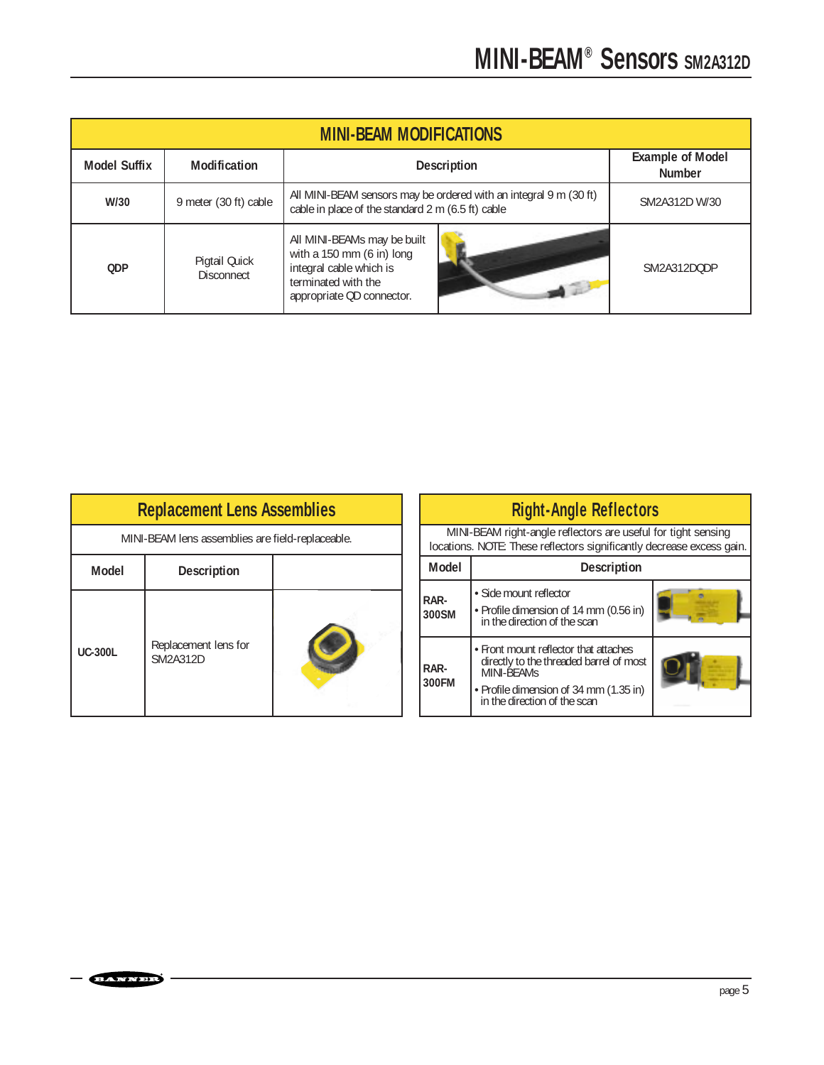## MINI-BEAM MODIFICATIONS

| Model Suffix | Modification | Description | Example of Model Number |
|---|---|---|---|
| W/30 | 9 meter (30 ft) cable | All MINI-BEAM sensors may be ordered with an integral 9 m (30 ft) cable in place of the standard 2 m (6.5 ft) cable | SM2A312D W/30 |
| QDP | Pigtail Quick Disconnect | All MINI-BEAMs may be built with a 150 mm (6 in) long integral cable which is terminated with the appropriate QD connector. | SM2A312DQDP |

## Replacement Lens Assemblies

MINI-BEAM lens assemblies are field-replaceable.

| Model | Description |
|---|---|
| UC-300L | Replacement lens for SM2A312D |

## Right-Angle Reflectors

MINI-BEAM right-angle reflectors are useful for tight sensing locations. NOTE: These reflectors significantly decrease excess gain.

| Model | Description |
|---|---|
| RAR-300SM | • Side mount reflector<br>• Profile dimension of 14 mm (0.56 in) in the direction of the scan |
| RAR-300FM | • Front mount reflector that attaches directly to the threaded barrel of most MINI-BEAMs<br>• Profile dimension of 34 mm (1.35 in) in the direction of the scan |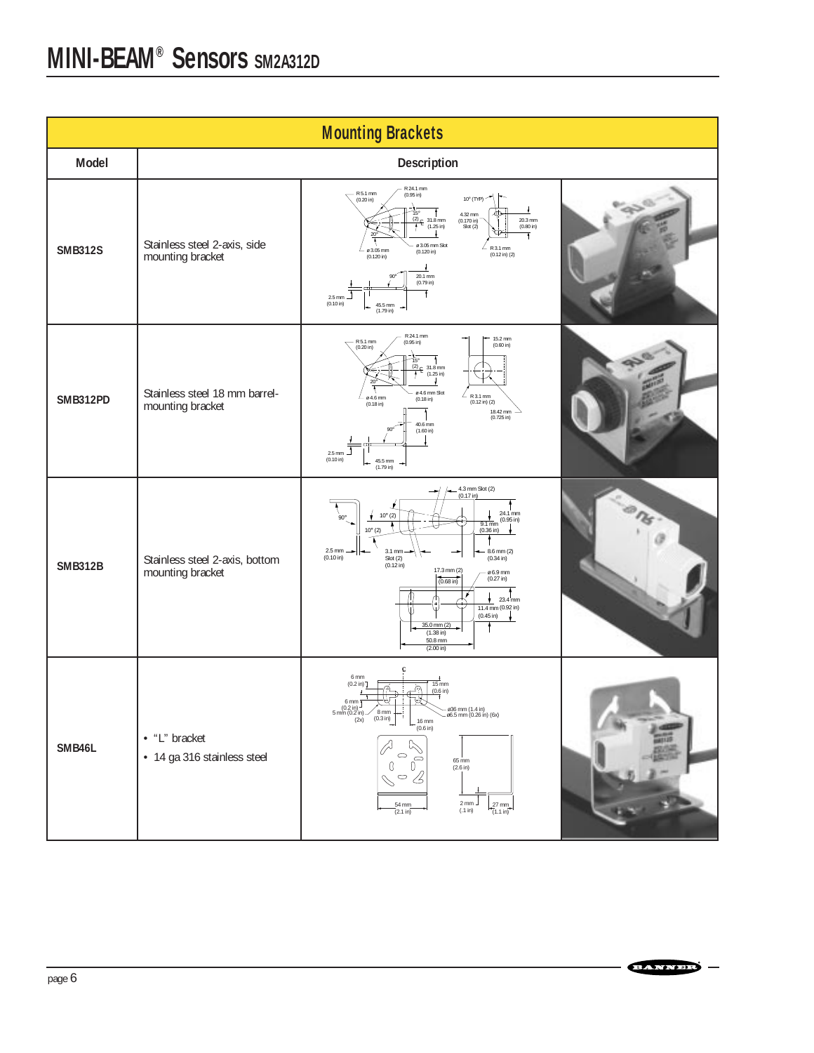# MINI-BEAM® Sensors SM2A312D

## Mounting Brackets

| Model | Description |
|---|---|
| **SMB312S** | Stainless steel 2-axis, side mounting bracket |
| **SMB312PD** | Stainless steel 18 mm barrel-mounting bracket |
| **SMB312B** | Stainless steel 2-axis, bottom mounting bracket |
| **SMB46L** | • "L" bracket<br>• 14 ga 316 stainless steel |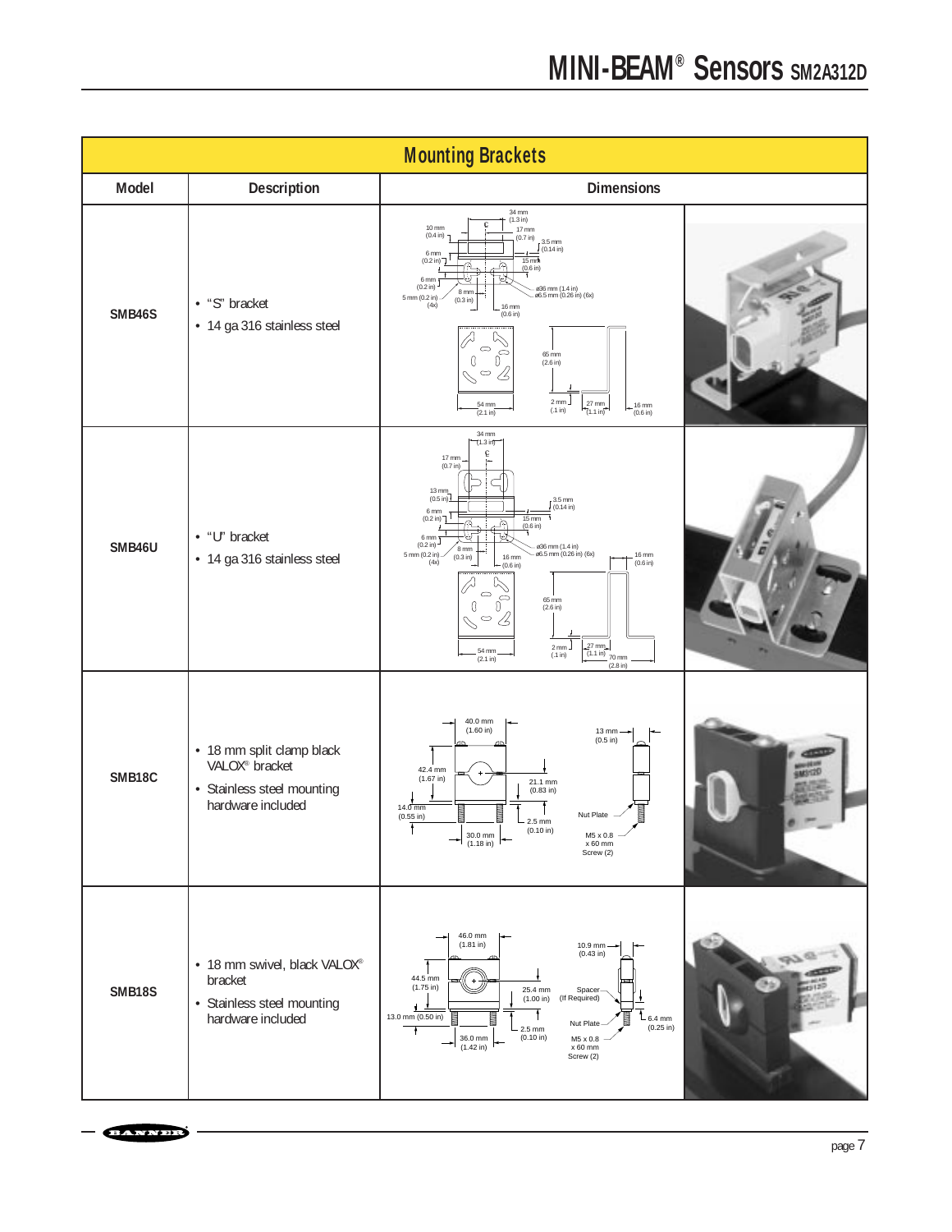## Mounting Brackets

| Model | Description | Dimensions |
|---|---|---|
| SMB46S | • "S" bracket<br>• 14 ga 316 stainless steel | |
| SMB46U | • "U" bracket<br>• 14 ga 316 stainless steel | |
| SMB18C | • 18 mm split clamp black VALOX® bracket<br>• Stainless steel mounting hardware included | |
| SMB18S | • 18 mm swivel, black VALOX® bracket<br>• Stainless steel mounting hardware included | |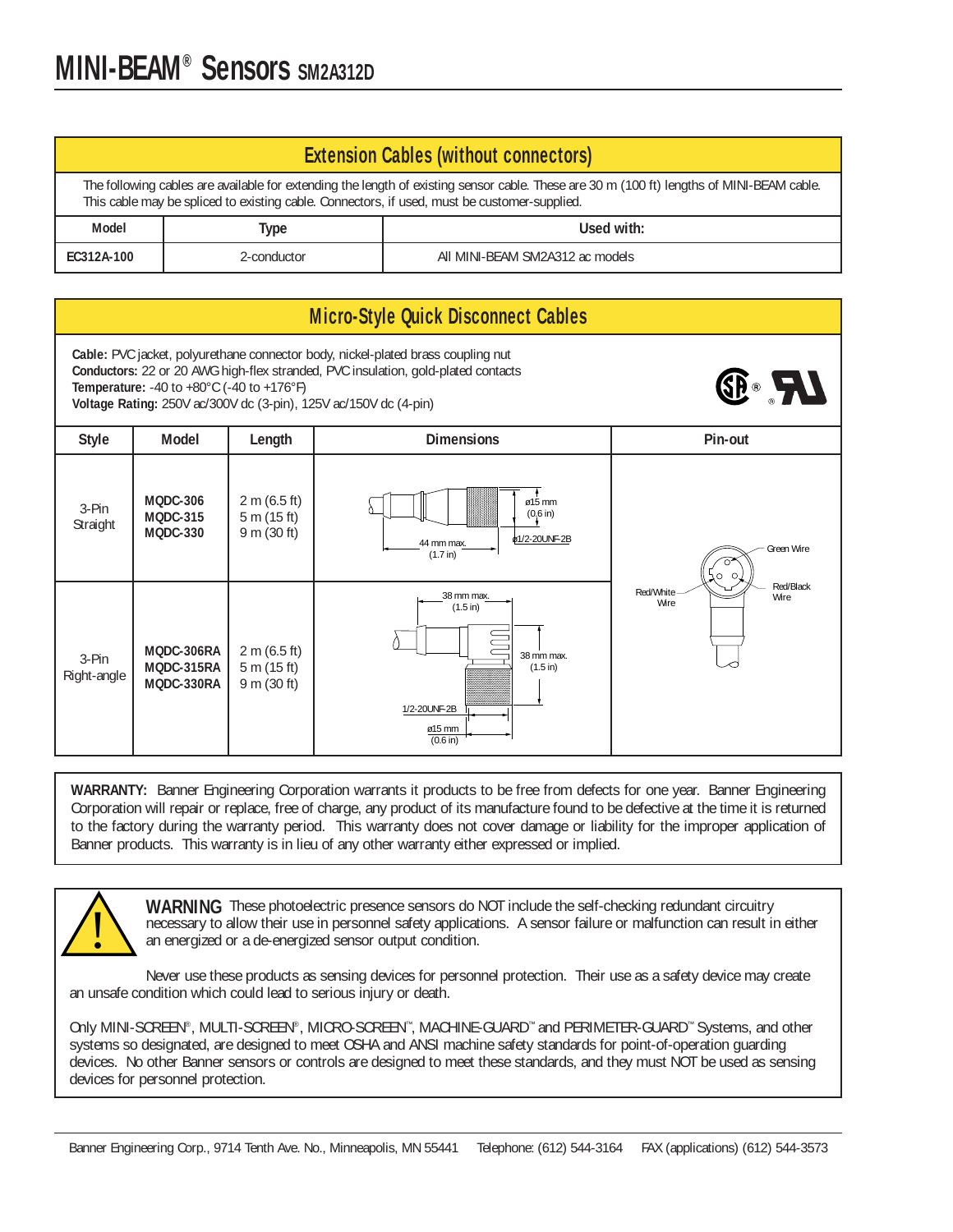# MINI-BEAM® Sensors SM2A312D

## Extension Cables (without connectors)

The following cables are available for extending the length of existing sensor cable. These are 30 m (100 ft) lengths of MINI-BEAM cable. This cable may be spliced to existing cable. Connectors, if used, must be customer-supplied.

| Model | Type | Used with: |
|---|---|---|
| **EC312A-100** | 2-conductor | All MINI-BEAM SM2A312 ac models |

## Micro-Style Quick Disconnect Cables

**Cable:** PVC jacket, polyurethane connector body, nickel-plated brass coupling nut
**Conductors:** 22 or 20 AWG high-flex stranded, PVC insulation, gold-plated contacts
**Temperature:** -40 to +80°C (-40 to +176°F)
**Voltage Rating:** 250V ac/300V dc (3-pin), 125V ac/150V dc (4-pin)

| Style | Model | Length | Dimensions | Pin-out |
|---|---|---|---|---|
| 3-Pin Straight | **MQDC-306**<br>**MQDC-315**<br>**MQDC-330** | 2 m (6.5 ft)<br>5 m (15 ft)<br>9 m (30 ft) | ø15 mm (0.6 in)<br>ø1/2-20UNF-2B<br>44 mm max. (1.7 in) | Green Wire<br>Red/White Wire<br>Red/Black Wire |
| 3-Pin Right-angle | **MQDC-306RA**<br>**MQDC-315RA**<br>**MQDC-330RA** | 2 m (6.5 ft)<br>5 m (15 ft)<br>9 m (30 ft) | 38 mm max. (1.5 in)<br>38 mm max. (1.5 in)<br>1/2-20UNF-2B<br>ø15 mm (0.6 in) | |

**WARRANTY:** Banner Engineering Corporation warrants it products to be free from defects for one year. Banner Engineering Corporation will repair or replace, free of charge, any product of its manufacture found to be defective at the time it is returned to the factory during the warranty period. This warranty does not cover damage or liability for the improper application of Banner products. This warranty is in lieu of any other warranty either expressed or implied.

**WARNING** These photoelectric presence sensors do NOT include the self-checking redundant circuitry necessary to allow their use in personnel safety applications. A sensor failure or malfunction can result in either an energized or a de-energized sensor output condition.

Never use these products as sensing devices for personnel protection. Their use as a safety device may create an unsafe condition which could lead to serious injury or death.

Only MINI-SCREEN®, MULTI-SCREEN®, MICRO-SCREEN™, MACHINE-GUARD™ and PERIMETER-GUARD™ Systems, and other systems so designated, are designed to meet OSHA and ANSI machine safety standards for point-of-operation guarding devices. No other Banner sensors or controls are designed to meet these standards, and they must NOT be used as sensing devices for personnel protection.

Banner Engineering Corp., 9714 Tenth Ave. No., Minneapolis, MN 55441 Telephone: (612) 544-3164 FAX (applications) (612) 544-3573